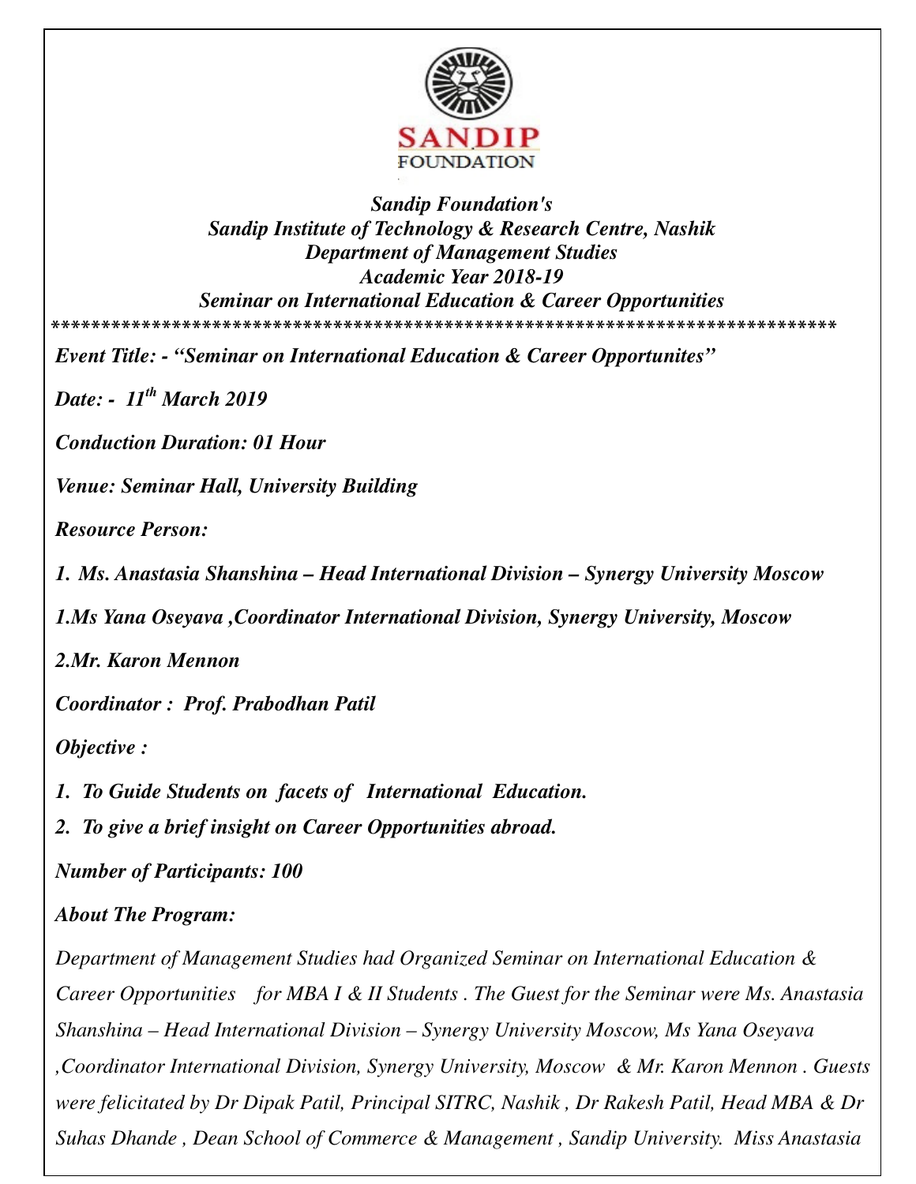*Sandip Foundation's*
*Sandip Institute of Technology & Research Centre, Nashik*
*Department of Management Studies*
*Academic Year 2018-19*
*Seminar on International Education & Career Opportunities*

*******************************************************************************

***Event Title: - "Seminar on International Education & Career Opportunites"***

***Date: - 11th March 2019***

***Conduction Duration: 01 Hour***

***Venue: Seminar Hall, University Building***

***Resource Person:***

***1. Ms. Anastasia Shanshina – Head International Division – Synergy University Moscow***

***1.Ms Yana Oseyava ,Coordinator International Division, Synergy University, Moscow***

***2.Mr. Karon Mennon***

***Coordinator : Prof. Prabodhan Patil***

***Objective :***

***1. To Guide Students on facets of International Education.***

***2. To give a brief insight on Career Opportunities abroad.***

***Number of Participants: 100***

***About The Program:***

*Department of Management Studies had Organized Seminar on International Education & Career Opportunities for MBA I & II Students . The Guest for the Seminar were Ms. Anastasia Shanshina – Head International Division – Synergy University Moscow, Ms Yana Oseyava ,Coordinator International Division, Synergy University, Moscow & Mr. Karon Mennon . Guests were felicitated by Dr Dipak Patil, Principal SITRC, Nashik , Dr Rakesh Patil, Head MBA & Dr Suhas Dhande , Dean School of Commerce & Management , Sandip University. Miss Anastasia*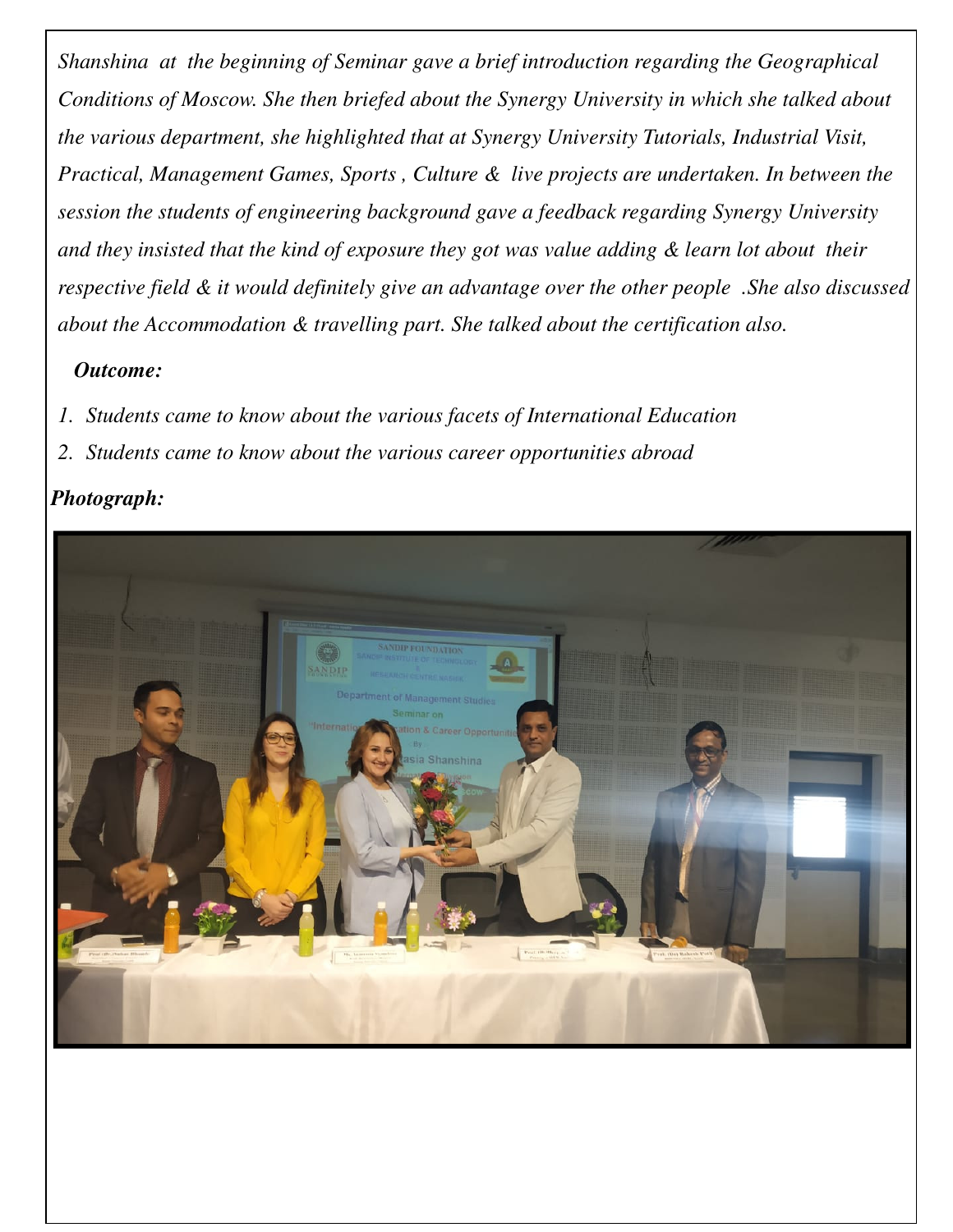*Shanshina at the beginning of Seminar gave a brief introduction regarding the Geographical Conditions of Moscow. She then briefed about the Synergy University in which she talked about the various department, she highlighted that at Synergy University Tutorials, Industrial Visit, Practical, Management Games, Sports , Culture & live projects are undertaken. In between the session the students of engineering background gave a feedback regarding Synergy University and they insisted that the kind of exposure they got was value adding & learn lot about their respective field & it would definitely give an advantage over the other people .She also discussed about the Accommodation & travelling part. She talked about the certification also.*

***Outcome:***

1. *Students came to know about the various facets of International Education*
2. *Students came to know about the various career opportunities abroad*

***Photograph:***